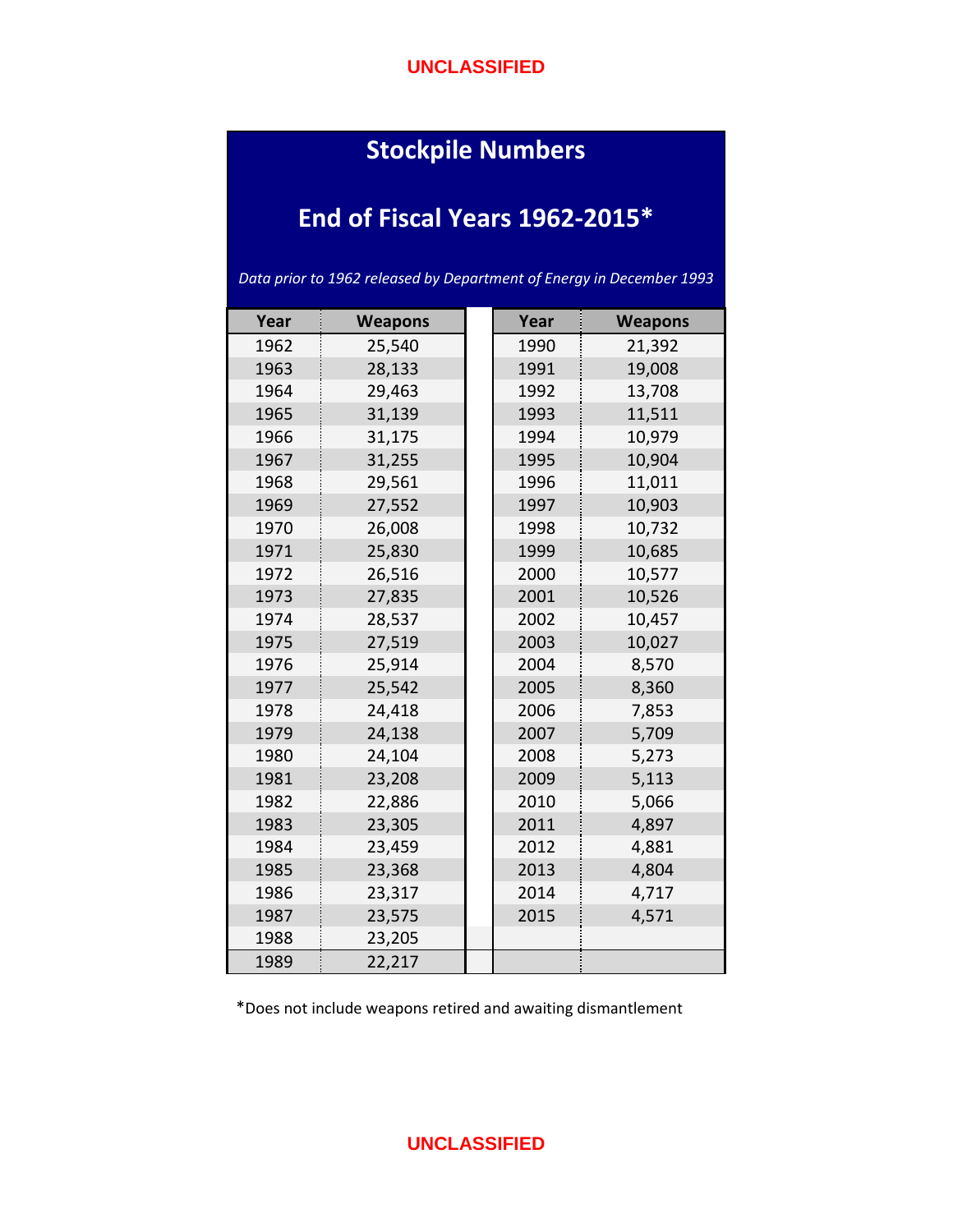UNCLASSIFIED

# Stockpile Numbers

## End of Fiscal Years 1962-2015*

*Data prior to 1962 released by Department of Energy in December 1993*

| Year | Weapons | | Year | Weapons |
|---|---|---|---|---|
| 1962 | 25,540 | | 1990 | 21,392 |
| 1963 | 28,133 | | 1991 | 19,008 |
| 1964 | 29,463 | | 1992 | 13,708 |
| 1965 | 31,139 | | 1993 | 11,511 |
| 1966 | 31,175 | | 1994 | 10,979 |
| 1967 | 31,255 | | 1995 | 10,904 |
| 1968 | 29,561 | | 1996 | 11,011 |
| 1969 | 27,552 | | 1997 | 10,903 |
| 1970 | 26,008 | | 1998 | 10,732 |
| 1971 | 25,830 | | 1999 | 10,685 |
| 1972 | 26,516 | | 2000 | 10,577 |
| 1973 | 27,835 | | 2001 | 10,526 |
| 1974 | 28,537 | | 2002 | 10,457 |
| 1975 | 27,519 | | 2003 | 10,027 |
| 1976 | 25,914 | | 2004 | 8,570 |
| 1977 | 25,542 | | 2005 | 8,360 |
| 1978 | 24,418 | | 2006 | 7,853 |
| 1979 | 24,138 | | 2007 | 5,709 |
| 1980 | 24,104 | | 2008 | 5,273 |
| 1981 | 23,208 | | 2009 | 5,113 |
| 1982 | 22,886 | | 2010 | 5,066 |
| 1983 | 23,305 | | 2011 | 4,897 |
| 1984 | 23,459 | | 2012 | 4,881 |
| 1985 | 23,368 | | 2013 | 4,804 |
| 1986 | 23,317 | | 2014 | 4,717 |
| 1987 | 23,575 | | 2015 | 4,571 |
| 1988 | 23,205 | | | |
| 1989 | 22,217 | | | |

*Does not include weapons retired and awaiting dismantlement

UNCLASSIFIED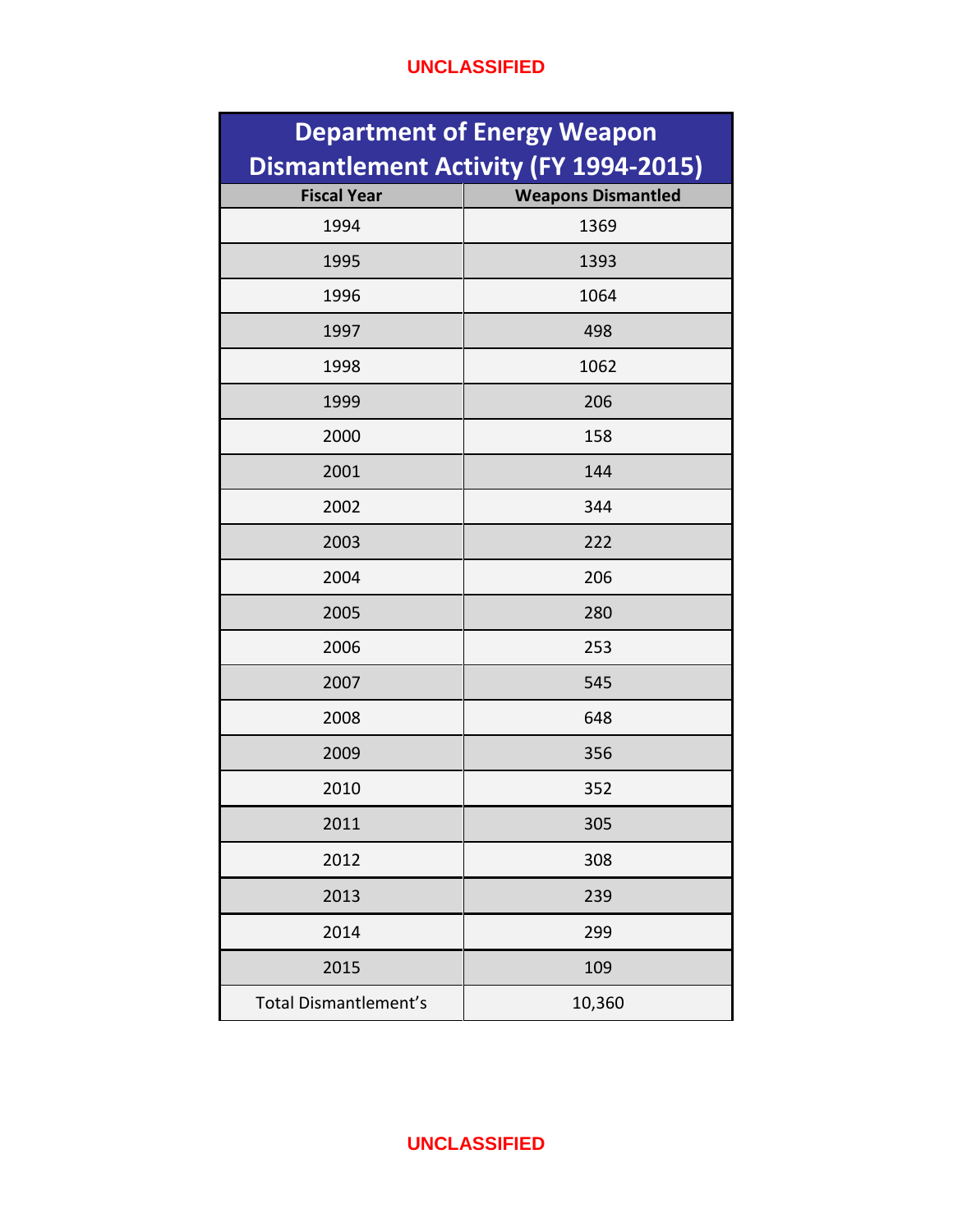UNCLASSIFIED

| Department of Energy Weapon Dismantlement Activity (FY 1994-2015) | |
|---|---|
| **Fiscal Year** | **Weapons Dismantled** |
| 1994 | 1369 |
| 1995 | 1393 |
| 1996 | 1064 |
| 1997 | 498 |
| 1998 | 1062 |
| 1999 | 206 |
| 2000 | 158 |
| 2001 | 144 |
| 2002 | 344 |
| 2003 | 222 |
| 2004 | 206 |
| 2005 | 280 |
| 2006 | 253 |
| 2007 | 545 |
| 2008 | 648 |
| 2009 | 356 |
| 2010 | 352 |
| 2011 | 305 |
| 2012 | 308 |
| 2013 | 239 |
| 2014 | 299 |
| 2015 | 109 |
| Total Dismantlement's | 10,360 |

UNCLASSIFIED